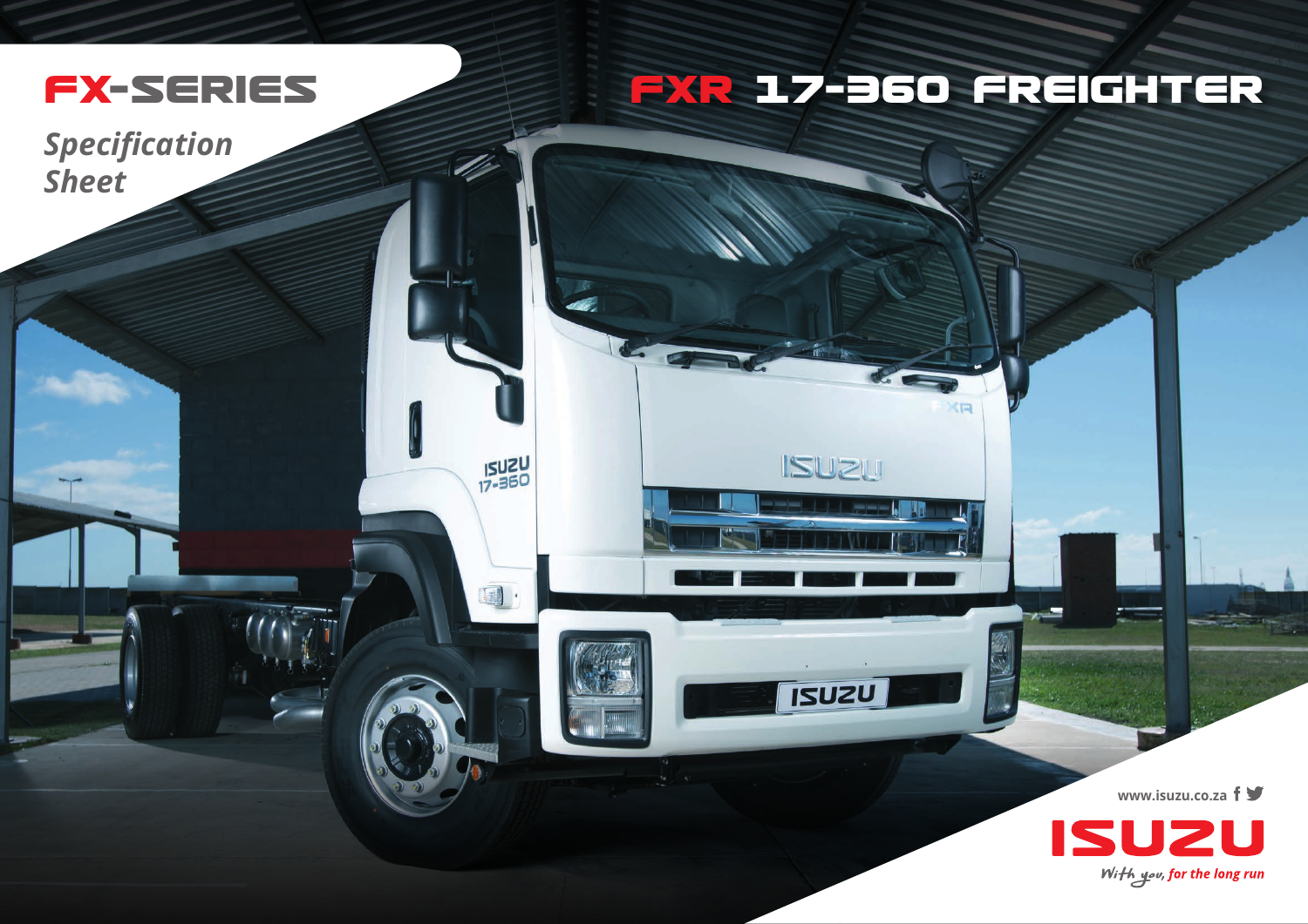# FX-SERIES

*Specification Sheet*

# FXR 17-360 FREIGHTER

www.isuzu.co.za

ISUZU

*With you, for the long run*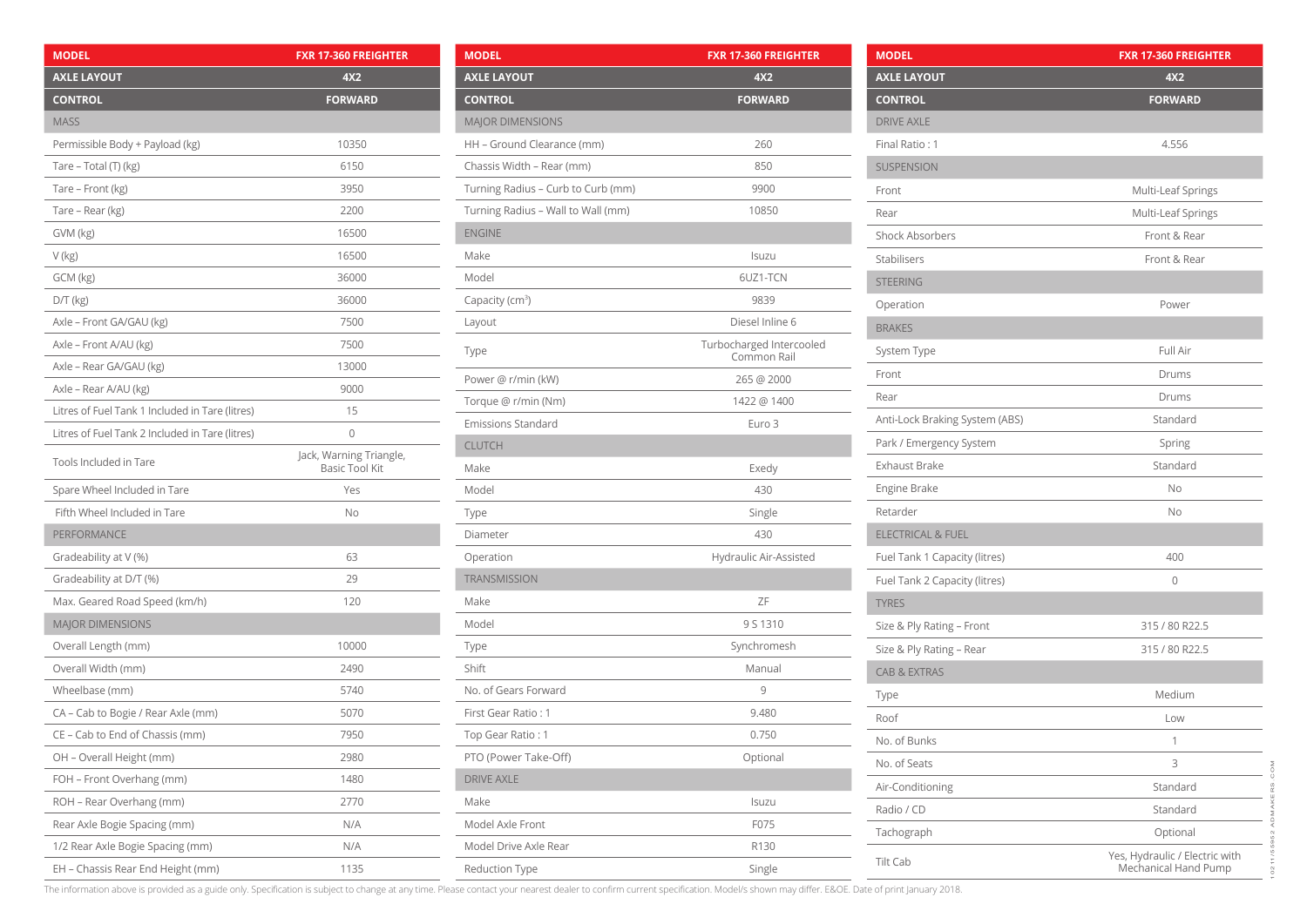| MODEL | FXR 17-360 FREIGHTER |
|---|---|
| AXLE LAYOUT | 4X2 |
| CONTROL | FORWARD |
| MASS | |
| Permissible Body + Payload (kg) | 10350 |
| Tare – Total (T) (kg) | 6150 |
| Tare – Front (kg) | 3950 |
| Tare – Rear (kg) | 2200 |
| GVM (kg) | 16500 |
| V (kg) | 16500 |
| GCM (kg) | 36000 |
| D/T (kg) | 36000 |
| Axle – Front GA/GAU (kg) | 7500 |
| Axle – Front A/AU (kg) | 7500 |
| Axle – Rear GA/GAU (kg) | 13000 |
| Axle – Rear A/AU (kg) | 9000 |
| Litres of Fuel Tank 1 Included in Tare (litres) | 15 |
| Litres of Fuel Tank 2 Included in Tare (litres) | 0 |
| Tools Included in Tare | Jack, Warning Triangle, Basic Tool Kit |
| Spare Wheel Included in Tare | Yes |
| Fifth Wheel Included in Tare | No |
| PERFORMANCE | |
| Gradeability at V (%) | 63 |
| Gradeability at D/T (%) | 29 |
| Max. Geared Road Speed (km/h) | 120 |
| MAJOR DIMENSIONS | |
| Overall Length (mm) | 10000 |
| Overall Width (mm) | 2490 |
| Wheelbase (mm) | 5740 |
| CA – Cab to Bogie / Rear Axle (mm) | 5070 |
| CE – Cab to End of Chassis (mm) | 7950 |
| OH – Overall Height (mm) | 2980 |
| FOH – Front Overhang (mm) | 1480 |
| ROH – Rear Overhang (mm) | 2770 |
| Rear Axle Bogie Spacing (mm) | N/A |
| 1/2 Rear Axle Bogie Spacing (mm) | N/A |
| EH – Chassis Rear End Height (mm) | 1135 |

| MODEL | FXR 17-360 FREIGHTER |
|---|---|
| AXLE LAYOUT | 4X2 |
| CONTROL | FORWARD |
| MAJOR DIMENSIONS | |
| HH – Ground Clearance (mm) | 260 |
| Chassis Width – Rear (mm) | 850 |
| Turning Radius – Curb to Curb (mm) | 9900 |
| Turning Radius – Wall to Wall (mm) | 10850 |
| ENGINE | |
| Make | Isuzu |
| Model | 6UZ1-TCN |
| Capacity ($cm^3$) | 9839 |
| Layout | Diesel Inline 6 |
| Type | Turbocharged Intercooled Common Rail |
| Power @ r/min (kW) | 265 @ 2000 |
| Torque @ r/min (Nm) | 1422 @ 1400 |
| Emissions Standard | Euro 3 |
| CLUTCH | |
| Make | Exedy |
| Model | 430 |
| Type | Single |
| Diameter | 430 |
| Operation | Hydraulic Air-Assisted |
| TRANSMISSION | |
| Make | ZF |
| Model | 9 S 1310 |
| Type | Synchromesh |
| Shift | Manual |
| No. of Gears Forward | 9 |
| First Gear Ratio : 1 | 9.480 |
| Top Gear Ratio : 1 | 0.750 |
| PTO (Power Take-Off) | Optional |
| DRIVE AXLE | |
| Make | Isuzu |
| Model Axle Front | F075 |
| Model Drive Axle Rear | R130 |
| Reduction Type | Single |

| MODEL | FXR 17-360 FREIGHTER |
|---|---|
| AXLE LAYOUT | 4X2 |
| CONTROL | FORWARD |
| DRIVE AXLE | |
| Final Ratio : 1 | 4.556 |
| SUSPENSION | |
| Front | Multi-Leaf Springs |
| Rear | Multi-Leaf Springs |
| Shock Absorbers | Front & Rear |
| Stabilisers | Front & Rear |
| STEERING | |
| Operation | Power |
| BRAKES | |
| System Type | Full Air |
| Front | Drums |
| Rear | Drums |
| Anti-Lock Braking System (ABS) | Standard |
| Park / Emergency System | Spring |
| Exhaust Brake | Standard |
| Engine Brake | No |
| Retarder | No |
| ELECTRICAL & FUEL | |
| Fuel Tank 1 Capacity (litres) | 400 |
| Fuel Tank 2 Capacity (litres) | 0 |
| TYRES | |
| Size & Ply Rating – Front | 315 / 80 R22.5 |
| Size & Ply Rating – Rear | 315 / 80 R22.5 |
| CAB & EXTRAS | |
| Type | Medium |
| Roof | Low |
| No. of Bunks | 1 |
| No. of Seats | 3 |
| Air-Conditioning | Standard |
| Radio / CD | Standard |
| Tachograph | Optional |
| Tilt Cab | Yes, Hydraulic / Electric with Mechanical Hand Pump |

The information above is provided as a guide only. Specification is subject to change at any time. Please contact your nearest dealer to confirm current specification. Model/s shown may differ. E&OE. Date of print January 2018.